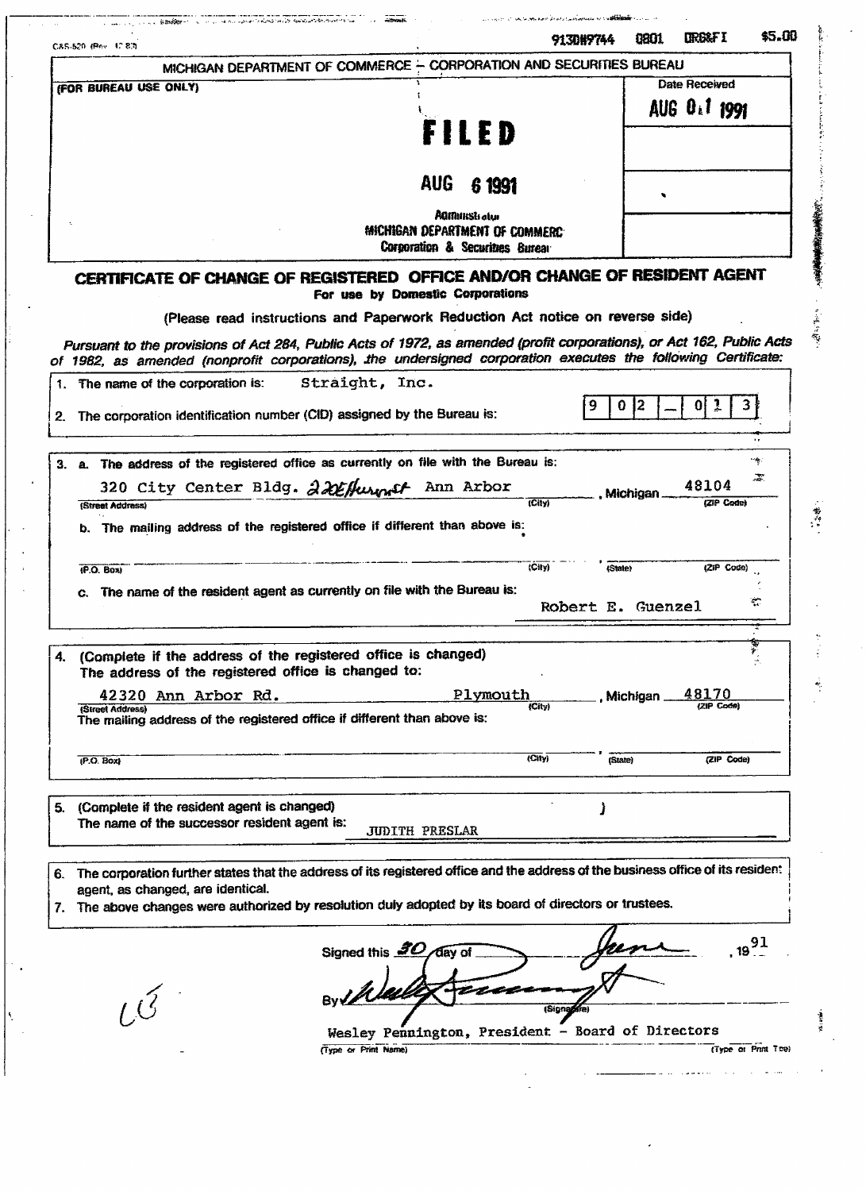C&S-520 (Rev. 12-83)

913D#9744 0801 ORG&FI $5.00

MICHIGAN DEPARTMENT OF COMMERCE – CORPORATION AND SECURITIES BUREAU

(FOR BUREAU USE ONLY)

Date Received

AUG 01 1991

**FILED**

AUG 6 1991

Administrator
MICHIGAN DEPARTMENT OF COMMERCE
Corporation & Securities Bureau

## CERTIFICATE OF CHANGE OF REGISTERED OFFICE AND/OR CHANGE OF RESIDENT AGENT

**For use by Domestic Corporations**

(Please read instructions and Paperwork Reduction Act notice on reverse side)

*Pursuant to the provisions of Act 284, Public Acts of 1972, as amended (profit corporations), or Act 162, Public Acts of 1982, as amended (nonprofit corporations), the undersigned corporation executes the following Certificate:*

1. The name of the corporation is: Straight, Inc.
2. The corporation identification number (CID) assigned by the Bureau is: 902-013

3. a. The address of the registered office as currently on file with the Bureau is:
   320 City Center Bldg. 220 E Huron St Ann Arbor, Michigan 48104
   (Street Address) (City) (ZIP Code)

   b. The mailing address of the registered office if different than above is:

   (P.O. Box) (City) (State) (ZIP Code)

   c. The name of the resident agent as currently on file with the Bureau is: Robert E. Guenzel

4. (Complete if the address of the registered office is changed)
   The address of the registered office is changed to:
   42320 Ann Arbor Rd. Plymouth, Michigan 48170
   (Street Address) (City) (ZIP Code)
   The mailing address of the registered office if different than above is:

   (P.O. Box) (City) (State) (ZIP Code)

5. (Complete if the resident agent is changed)
   The name of the successor resident agent is: JUDITH PRESLAR

6. The corporation further states that the address of its registered office and the address of the business office of its resident agent, as changed, are identical.
7. The above changes were authorized by resolution duly adopted by its board of directors or trustees.

Signed this 30 day of June, 1991

By [Signature]
(Signature)

Wesley Pennington, President - Board of Directors
(Type or Print Name) (Type or Print Title)

LC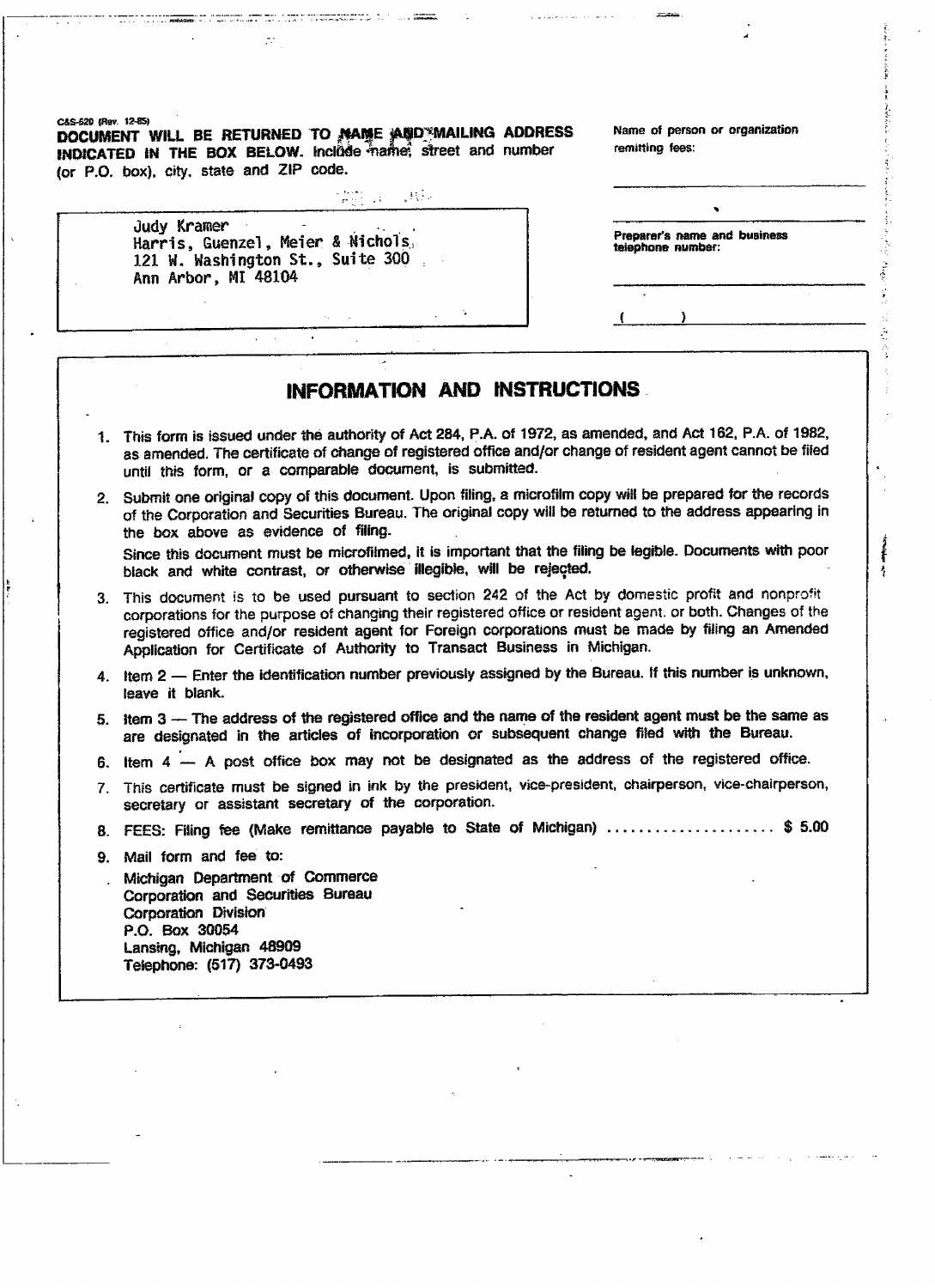C&S-520 (Rev. 12-85)

**DOCUMENT WILL BE RETURNED TO NAME AND MAILING ADDRESS INDICATED IN THE BOX BELOW.** Include name, street and number (or P.O. box), city, state and ZIP code.

Judy Kramer
Harris, Guenzel, Meier & Nichols
121 W. Washington St., Suite 300
Ann Arbor, MI 48104

Name of person or organization remitting fees:

______________________________

**Preparer's name and business telephone number:**

______________________________

( &nbsp;&nbsp;&nbsp;&nbsp; ) ______________________

## INFORMATION AND INSTRUCTIONS

1. This form is issued under the authority of Act 284, P.A. of 1972, as amended, and Act 162, P.A. of 1982, as amended. The certificate of change of registered office and/or change of resident agent cannot be filed until this form, or a comparable document, is submitted.
2. Submit one original copy of this document. Upon filing, a microfilm copy will be prepared for the records of the Corporation and Securities Bureau. The original copy will be returned to the address appearing in the box above as evidence of filing.

   Since this document must be microfilmed, it is important that the filing be legible. Documents with poor black and white contrast, or otherwise illegible, will be rejected.
3. This document is to be used pursuant to section 242 of the Act by domestic profit and nonprofit corporations for the purpose of changing their registered office or resident agent, or both. Changes of the registered office and/or resident agent for Foreign corporations must be made by filing an Amended Application for Certificate of Authority to Transact Business in Michigan.
4. Item 2 — Enter the identification number previously assigned by the Bureau. If this number is unknown, leave it blank.
5. Item 3 — The address of the registered office and the name of the resident agent must be the same as are designated in the articles of incorporation or subsequent change filed with the Bureau.
6. Item 4 — A post office box may not be designated as the address of the registered office.
7. This certificate must be signed in ink by the president, vice-president, chairperson, vice-chairperson, secretary or assistant secretary of the corporation.
8. FEES: Filing fee (Make remittance payable to State of Michigan) .................... $ 5.00
9. Mail form and fee to:

   Michigan Department of Commerce
   Corporation and Securities Bureau
   Corporation Division
   P.O. Box 30054
   Lansing, Michigan 48909
   Telephone: (517) 373-0493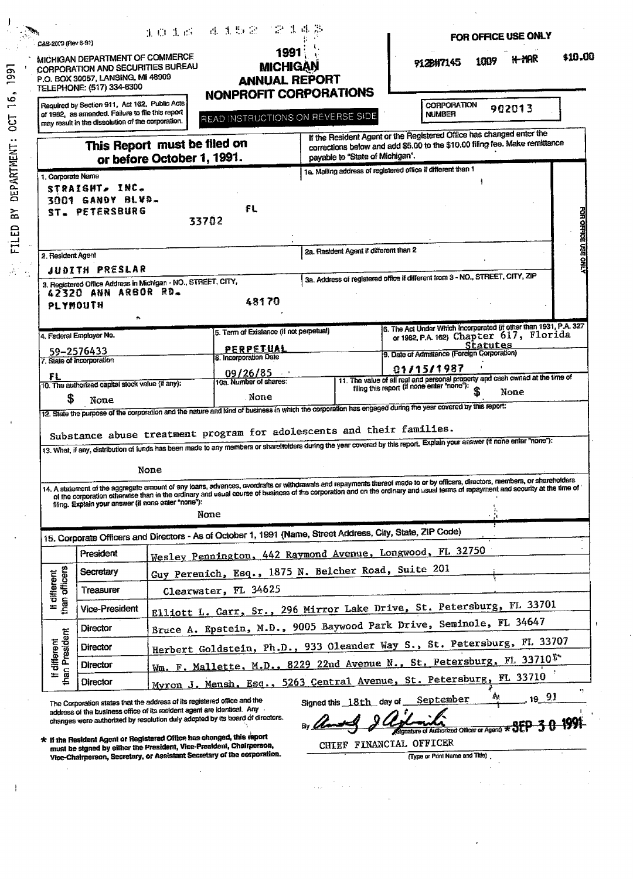FILED BY DEPARTMENT: OCT 16, 1991

1016 4152 2143

C&S-2000 (Rev 6-91)

MICHIGAN DEPARTMENT OF COMMERCE
CORPORATION AND SECURITIES BUREAU
P.O. BOX 30057, LANSING, MI 48909
TELEPHONE: (517) 334-6300

# 1991 MICHIGAN ANNUAL REPORT NONPROFIT CORPORATIONS

**FOR OFFICE USE ONLY**

912BH7145 1009 N-MAR $10.00

Required by Section 911, Act 162, Public Acts of 1982, as amended. Failure to file this report may result in the dissolution of the corporation.

READ INSTRUCTIONS ON REVERSE SIDE

CORPORATION NUMBER 902013

**This Report must be filed on or before October 1, 1991.**

If the Resident Agent or the Registered Office has changed enter the corrections below and add $5.00 to the $10.00 filing fee. Make remittance payable to "State of Michigan".

1. Corporate Name
STRAIGHT, INC.
3001 GANDY BLVD.
ST. PETERSBURG FL 33702

1a. Mailing address of registered office if different than 1

2. Resident Agent
JUDITH PRESLAR

2a. Resident Agent if different than 2

3. Registered Office Address in Michigan - NO., STREET, CITY,
42320 ANN ARBOR RD.
PLYMOUTH 48170

3a. Address of registered office if different from 3 - NO., STREET, CITY, ZIP

4. Federal Employer No.: 59-2576433

5. Term of Existance (if not perpetual): PERPETUAL

6. The Act Under Which Incorporated (if other than 1931, P.A. 327 or 1982, P.A. 162): Chapter 617, Florida Statutes

7. State of Incorporation: FL

8. Incorporation Date: 09/26/85

9. Date of Admittance (Foreign Corporation): 01/15/1987

10. The authorized capital stock value (if any): $ None

10a. Number of shares: None

11. The value of all real and personal property and cash owned at the time of filing this report (if none enter "none"): $ None

12. State the purpose of the corporation and the nature and kind of business in which the corporation has engaged during the year covered by this report:

Substance abuse treatment program for adolescents and their families.

13. What, if any, distribution of funds has been made to any members or shareholders during the year covered by this report. Explain your answer (if none enter "none"):

None

14. A statement of the aggregate amount of any loans, advances, overdrafts or withdrawals and repayments thereof made to or by officers, directors, members, or shareholders of the corporation otherwise than in the ordinary and usual course of business of the corporation and on the ordinary and usual terms of repayment and security at the time of filing. Explain your answer (if none enter "none"):

None

15. Corporate Officers and Directors - As of October 1, 1991 (Name, Street Address, City, State, ZIP Code)

| | | |
|---|---|---|
| | President | Wesley Pennington, 442 Raymond Avenue, Longwood, FL 32750 |
| If different than officers | Secretary | Guy Perenich, Esq., 1875 N. Belcher Road, Suite 201 |
| | Treasurer | Clearwater, FL 34625 |
| | Vice-President | Elliott L. Carr, Sr., 296 Mirror Lake Drive, St. Petersburg, FL 33701 |
| If different than President | Director | Bruce A. Epstein, M.D., 9005 Baywood Park Drive, Seminole, FL 34647 |
| | Director | Herbert Goldstein, Ph.D., 933 Oleander Way S., St. Petersburg, FL 33707 |
| | Director | Wm. F. Mallette, M.D., 8229 22nd Avenue N., St. Petersburg, FL 33710 |
| | Director | Myron J. Mensh, Esq., 5263 Central Avenue, St. Petersburg, FL 33710 |

The Corporation states that the address of its registered office and the address of the business office of its resident agent are identical. Any changes were authorized by resolution duly adopted by its board of directors.

\* If the Resident Agent or Registered Office has changed, this report must be signed by either the President, Vice-President, Chairperson, Vice-Chairperson, Secretary, or Assistant Secretary of the corporation.

Signed this 18th day of September, 19 91

By [signature] (Signature of Authorized Officer or Agent) \* SEP 30 1991

CHIEF FINANCIAL OFFICER
(Type or Print Name and Title)